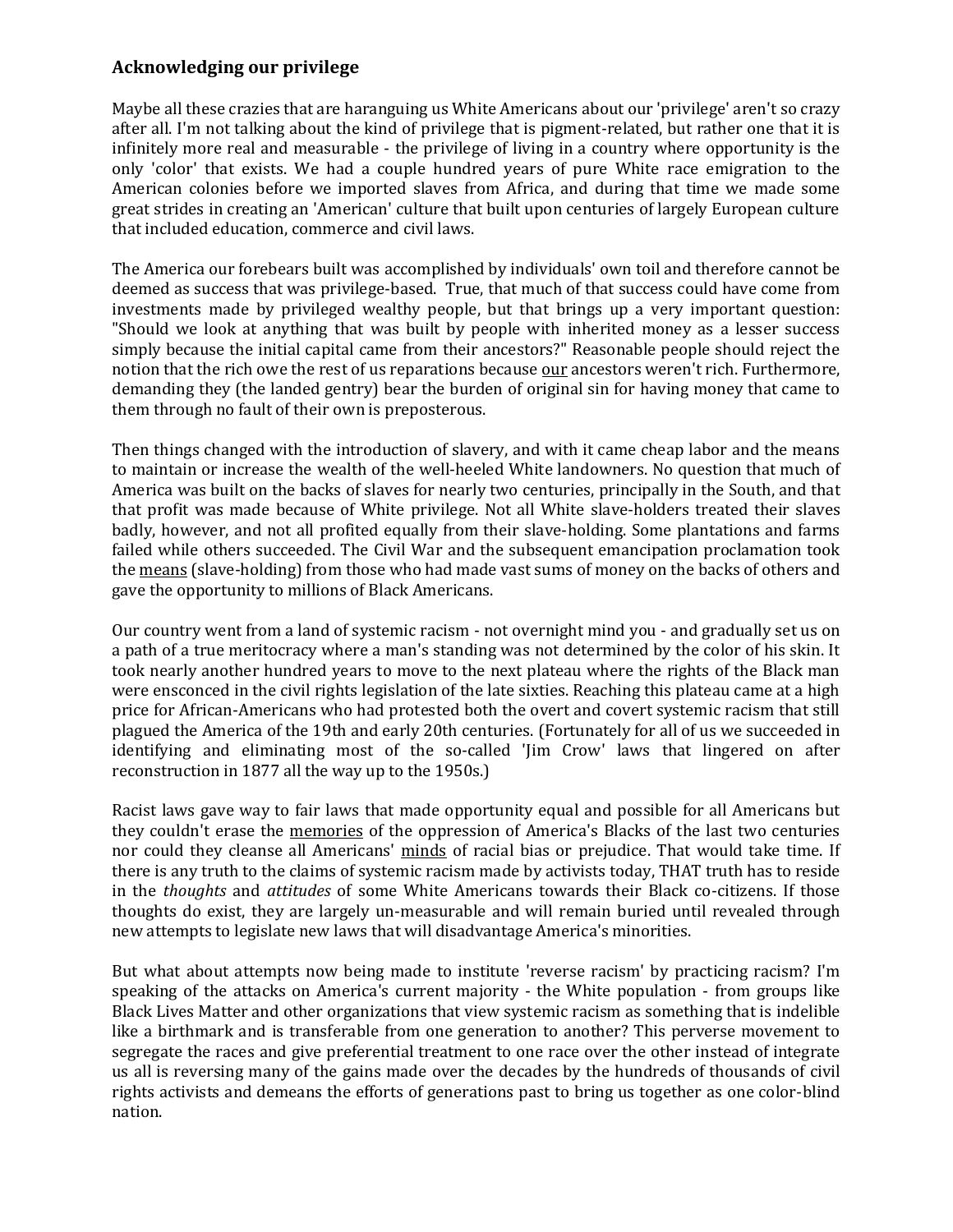## Acknowledging our privilege

Maybe all these crazies that are haranguing us White Americans about our 'privilege' aren't so crazy after all. I'm not talking about the kind of privilege that is pigment-related, but rather one that it is infinitely more real and measurable - the privilege of living in a country where opportunity is the only 'color' that exists. We had a couple hundred years of pure White race emigration to the American colonies before we imported slaves from Africa, and during that time we made some great strides in creating an 'American' culture that built upon centuries of largely European culture that included education, commerce and civil laws.

The America our forebears built was accomplished by individuals' own toil and therefore cannot be deemed as success that was privilege-based. True, that much of that success could have come from investments made by privileged wealthy people, but that brings up a very important question: "Should we look at anything that was built by people with inherited money as a lesser success simply because the initial capital came from their ancestors?" Reasonable people should reject the notion that the rich owe the rest of us reparations because <u>our</u> ancestors weren't rich. Furthermore, demanding they (the landed gentry) bear the burden of original sin for having money that came to them through no fault of their own is preposterous.

Then things changed with the introduction of slavery, and with it came cheap labor and the means to maintain or increase the wealth of the well-heeled White landowners. No question that much of America was built on the backs of slaves for nearly two centuries, principally in the South, and that that profit was made because of White privilege. Not all White slave-holders treated their slaves badly, however, and not all profited equally from their slave-holding. Some plantations and farms failed while others succeeded. The Civil War and the subsequent emancipation proclamation took the <u>means</u> (slave-holding) from those who had made vast sums of money on the backs of others and gave the opportunity to millions of Black Americans.

Our country went from a land of systemic racism - not overnight mind you - and gradually set us on a path of a true meritocracy where a man's standing was not determined by the color of his skin. It took nearly another hundred years to move to the next plateau where the rights of the Black man were ensconced in the civil rights legislation of the late sixties. Reaching this plateau came at a high price for African-Americans who had protested both the overt and covert systemic racism that still plagued the America of the 19th and early 20th centuries. (Fortunately for all of us we succeeded in identifying and eliminating most of the so-called 'Jim Crow' laws that lingered on after reconstruction in 1877 all the way up to the 1950s.)

Racist laws gave way to fair laws that made opportunity equal and possible for all Americans but they couldn't erase the <u>memories</u> of the oppression of America's Blacks of the last two centuries nor could they cleanse all Americans' <u>minds</u> of racial bias or prejudice. That would take time. If there is any truth to the claims of systemic racism made by activists today, THAT truth has to reside in the *thoughts* and *attitudes* of some White Americans towards their Black co-citizens. If those thoughts do exist, they are largely un-measurable and will remain buried until revealed through new attempts to legislate new laws that will disadvantage America's minorities.

But what about attempts now being made to institute 'reverse racism' by practicing racism? I'm speaking of the attacks on America's current majority - the White population - from groups like Black Lives Matter and other organizations that view systemic racism as something that is indelible like a birthmark and is transferable from one generation to another? This perverse movement to segregate the races and give preferential treatment to one race over the other instead of integrate us all is reversing many of the gains made over the decades by the hundreds of thousands of civil rights activists and demeans the efforts of generations past to bring us together as one color-blind nation.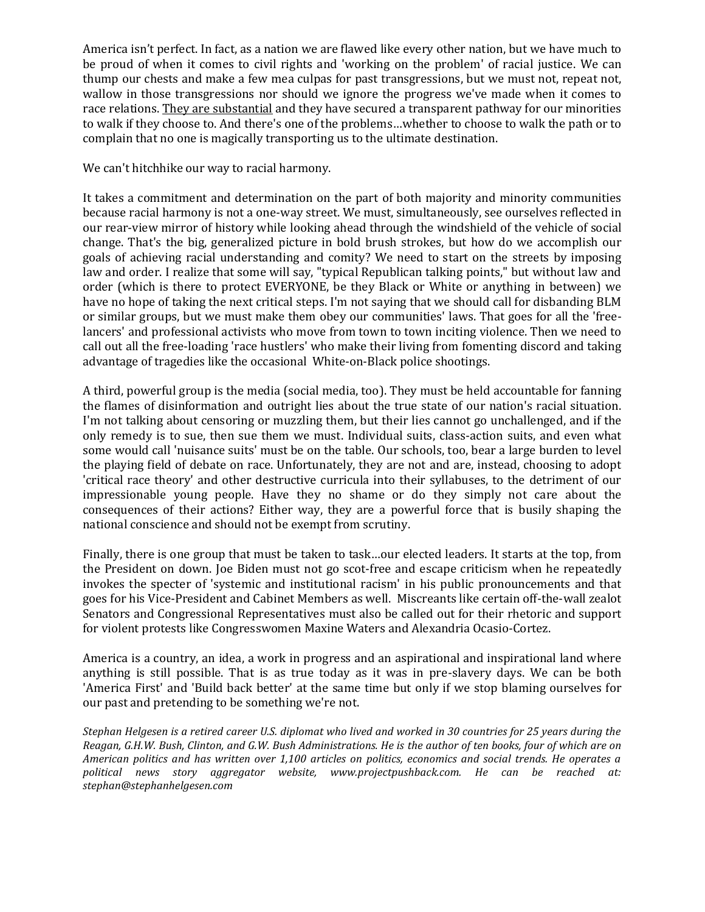America isn't perfect. In fact, as a nation we are flawed like every other nation, but we have much to be proud of when it comes to civil rights and 'working on the problem' of racial justice. We can thump our chests and make a few mea culpas for past transgressions, but we must not, repeat not, wallow in those transgressions nor should we ignore the progress we've made when it comes to race relations. <u>They are substantial</u> and they have secured a transparent pathway for our minorities to walk if they choose to. And there's one of the problems…whether to choose to walk the path or to complain that no one is magically transporting us to the ultimate destination.

We can't hitchhike our way to racial harmony.

It takes a commitment and determination on the part of both majority and minority communities because racial harmony is not a one-way street. We must, simultaneously, see ourselves reflected in our rear-view mirror of history while looking ahead through the windshield of the vehicle of social change. That's the big, generalized picture in bold brush strokes, but how do we accomplish our goals of achieving racial understanding and comity? We need to start on the streets by imposing law and order. I realize that some will say, "typical Republican talking points," but without law and order (which is there to protect EVERYONE, be they Black or White or anything in between) we have no hope of taking the next critical steps. I'm not saying that we should call for disbanding BLM or similar groups, but we must make them obey our communities' laws. That goes for all the 'free-lancers' and professional activists who move from town to town inciting violence. Then we need to call out all the free-loading 'race hustlers' who make their living from fomenting discord and taking advantage of tragedies like the occasional White-on-Black police shootings.

A third, powerful group is the media (social media, too). They must be held accountable for fanning the flames of disinformation and outright lies about the true state of our nation's racial situation. I'm not talking about censoring or muzzling them, but their lies cannot go unchallenged, and if the only remedy is to sue, then sue them we must. Individual suits, class-action suits, and even what some would call 'nuisance suits' must be on the table. Our schools, too, bear a large burden to level the playing field of debate on race. Unfortunately, they are not and are, instead, choosing to adopt 'critical race theory' and other destructive curricula into their syllabuses, to the detriment of our impressionable young people. Have they no shame or do they simply not care about the consequences of their actions? Either way, they are a powerful force that is busily shaping the national conscience and should not be exempt from scrutiny.

Finally, there is one group that must be taken to task…our elected leaders. It starts at the top, from the President on down. Joe Biden must not go scot-free and escape criticism when he repeatedly invokes the specter of 'systemic and institutional racism' in his public pronouncements and that goes for his Vice-President and Cabinet Members as well. Miscreants like certain off-the-wall zealot Senators and Congressional Representatives must also be called out for their rhetoric and support for violent protests like Congresswomen Maxine Waters and Alexandria Ocasio-Cortez.

America is a country, an idea, a work in progress and an aspirational and inspirational land where anything is still possible. That is as true today as it was in pre-slavery days. We can be both 'America First' and 'Build back better' at the same time but only if we stop blaming ourselves for our past and pretending to be something we're not.

*Stephan Helgesen is a retired career U.S. diplomat who lived and worked in 30 countries for 25 years during the Reagan, G.H.W. Bush, Clinton, and G.W. Bush Administrations. He is the author of ten books, four of which are on American politics and has written over 1,100 articles on politics, economics and social trends. He operates a political news story aggregator website, www.projectpushback.com. He can be reached at: stephan@stephanhelgesen.com*